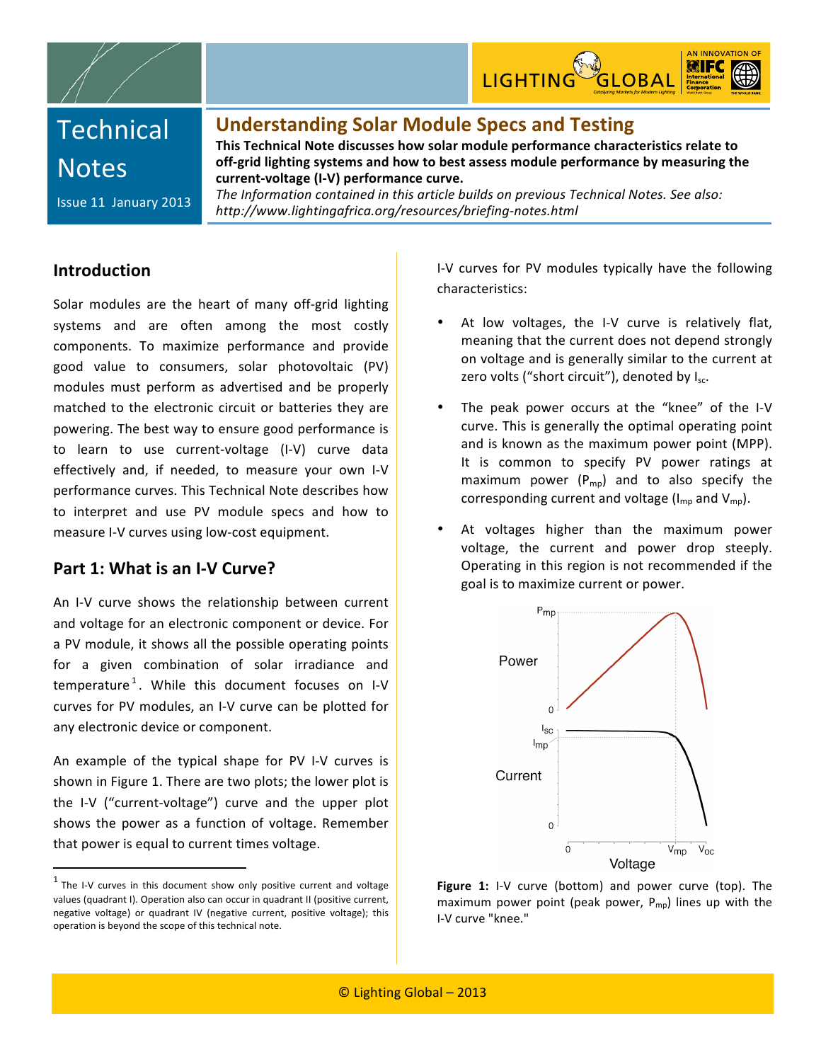Technical Notes

Issue 11 January 2013

# Understanding Solar Module Specs and Testing

**This Technical Note discusses how solar module performance characteristics relate to off-grid lighting systems and how to best assess module performance by measuring the current-voltage (I-V) performance curve.**

*The Information contained in this article builds on previous Technical Notes. See also: http://www.lightingafrica.org/resources/briefing-notes.html*

## Introduction

Solar modules are the heart of many off-grid lighting systems and are often among the most costly components. To maximize performance and provide good value to consumers, solar photovoltaic (PV) modules must perform as advertised and be properly matched to the electronic circuit or batteries they are powering. The best way to ensure good performance is to learn to use current-voltage (I-V) curve data effectively and, if needed, to measure your own I-V performance curves. This Technical Note describes how to interpret and use PV module specs and how to measure I-V curves using low-cost equipment.

## Part 1: What is an I-V Curve?

An I-V curve shows the relationship between current and voltage for an electronic component or device. For a PV module, it shows all the possible operating points for a given combination of solar irradiance and temperature[1]. While this document focuses on I-V curves for PV modules, an I-V curve can be plotted for any electronic device or component.

An example of the typical shape for PV I-V curves is shown in Figure 1. There are two plots; the lower plot is the I-V ("current-voltage") curve and the upper plot shows the power as a function of voltage. Remember that power is equal to current times voltage.

I-V curves for PV modules typically have the following characteristics:

- At low voltages, the I-V curve is relatively flat, meaning that the current does not depend strongly on voltage and is generally similar to the current at zero volts ("short circuit"), denoted by $I_{sc}$.
- The peak power occurs at the "knee" of the I-V curve. This is generally the optimal operating point and is known as the maximum power point (MPP). It is common to specify PV power ratings at maximum power ($P_{mp}$) and to also specify the corresponding current and voltage ($I_{mp}$ and $V_{mp}$).
- At voltages higher than the maximum power voltage, the current and power drop steeply. Operating in this region is not recommended if the goal is to maximize current or power.

**Figure 1:** I-V curve (bottom) and power curve (top). The maximum power point (peak power, $P_{mp}$) lines up with the I-V curve "knee."

[1] The I-V curves in this document show only positive current and voltage values (quadrant I). Operation also can occur in quadrant II (positive current, negative voltage) or quadrant IV (negative current, positive voltage); this operation is beyond the scope of this technical note.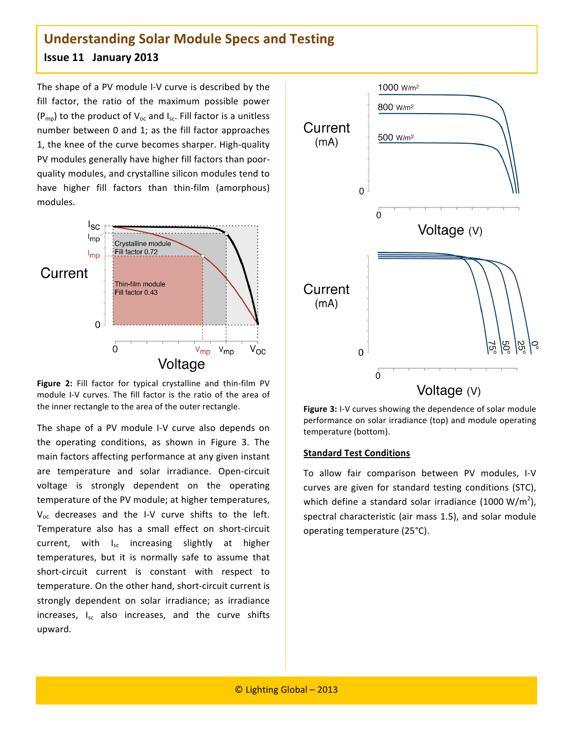The shape of a PV module I-V curve is described by the fill factor, the ratio of the maximum possible power ($P_{mp}$) to the product of $V_{oc}$ and $I_{sc}$. Fill factor is a unitless number between 0 and 1; as the fill factor approaches 1, the knee of the curve becomes sharper. High-quality PV modules generally have higher fill factors than poor-quality modules, and crystalline silicon modules tend to have higher fill factors than thin-film (amorphous) modules.

**Figure 2:** Fill factor for typical crystalline and thin-film PV module I-V curves. The fill factor is the ratio of the area of the inner rectangle to the area of the outer rectangle.

The shape of a PV module I-V curve also depends on the operating conditions, as shown in Figure 3. The main factors affecting performance at any given instant are temperature and solar irradiance. Open-circuit voltage is strongly dependent on the operating temperature of the PV module; at higher temperatures, $V_{oc}$ decreases and the I-V curve shifts to the left. Temperature also has a small effect on short-circuit current, with $I_{sc}$ increasing slightly at higher temperatures, but it is normally safe to assume that short-circuit current is constant with respect to temperature. On the other hand, short-circuit current is strongly dependent on solar irradiance; as irradiance increases, $I_{sc}$ also increases, and the curve shifts upward.

**Figure 3:** I-V curves showing the dependence of solar module performance on solar irradiance (top) and module operating temperature (bottom).

## Standard Test Conditions

To allow fair comparison between PV modules, I-V curves are given for standard testing conditions (STC), which define a standard solar irradiance (1000 W/m$^2$), spectral characteristic (air mass 1.5), and solar module operating temperature (25°C).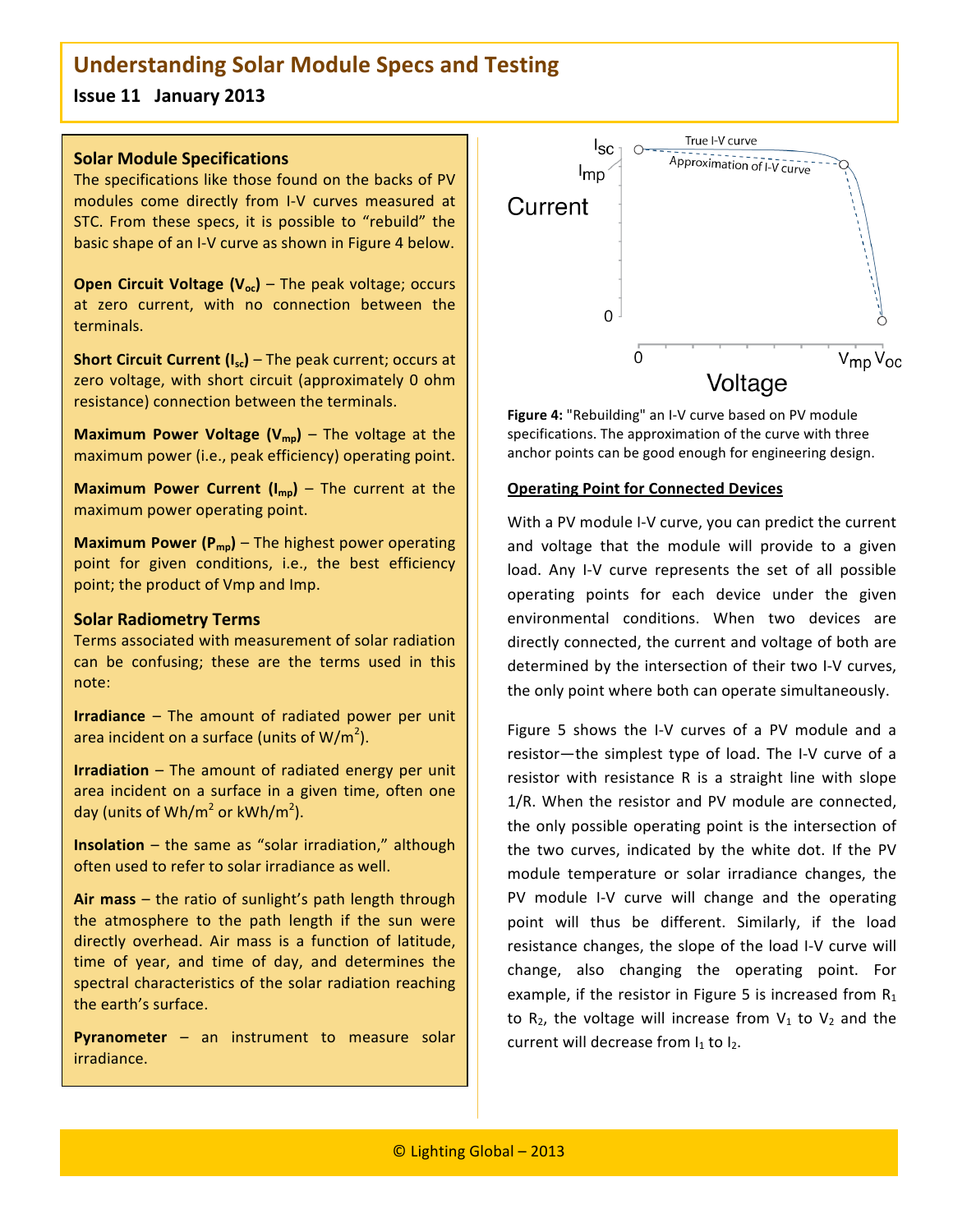# Understanding Solar Module Specs and Testing

**Issue 11 January 2013**

## Solar Module Specifications

The specifications like those found on the backs of PV modules come directly from I-V curves measured at STC. From these specs, it is possible to "rebuild" the basic shape of an I-V curve as shown in Figure 4 below.

**Open Circuit Voltage ($V_{oc}$)** – The peak voltage; occurs at zero current, with no connection between the terminals.

**Short Circuit Current ($I_{sc}$)** – The peak current; occurs at zero voltage, with short circuit (approximately 0 ohm resistance) connection between the terminals.

**Maximum Power Voltage ($V_{mp}$)** – The voltage at the maximum power (i.e., peak efficiency) operating point.

**Maximum Power Current ($I_{mp}$)** – The current at the maximum power operating point.

**Maximum Power ($P_{mp}$)** – The highest power operating point for given conditions, i.e., the best efficiency point; the product of Vmp and Imp.

## Solar Radiometry Terms

Terms associated with measurement of solar radiation can be confusing; these are the terms used in this note:

**Irradiance** – The amount of radiated power per unit area incident on a surface (units of $W/m^2$).

**Irradiation** – The amount of radiated energy per unit area incident on a surface in a given time, often one day (units of $Wh/m^2$ or $kWh/m^2$).

**Insolation** – the same as "solar irradiation," although often used to refer to solar irradiance as well.

**Air mass** – the ratio of sunlight's path length through the atmosphere to the path length if the sun were directly overhead. Air mass is a function of latitude, time of year, and time of day, and determines the spectral characteristics of the solar radiation reaching the earth's surface.

**Pyranometer** – an instrument to measure solar irradiance.

**Figure 4:** "Rebuilding" an I-V curve based on PV module specifications. The approximation of the curve with three anchor points can be good enough for engineering design.

## Operating Point for Connected Devices

With a PV module I-V curve, you can predict the current and voltage that the module will provide to a given load. Any I-V curve represents the set of all possible operating points for each device under the given environmental conditions. When two devices are directly connected, the current and voltage of both are determined by the intersection of their two I-V curves, the only point where both can operate simultaneously.

Figure 5 shows the I-V curves of a PV module and a resistor—the simplest type of load. The I-V curve of a resistor with resistance R is a straight line with slope 1/R. When the resistor and PV module are connected, the only possible operating point is the intersection of the two curves, indicated by the white dot. If the PV module temperature or solar irradiance changes, the PV module I-V curve will change and the operating point will thus be different. Similarly, if the load resistance changes, the slope of the load I-V curve will change, also changing the operating point. For example, if the resistor in Figure 5 is increased from $R_1$ to $R_2$, the voltage will increase from $V_1$ to $V_2$ and the current will decrease from $I_1$ to $I_2$.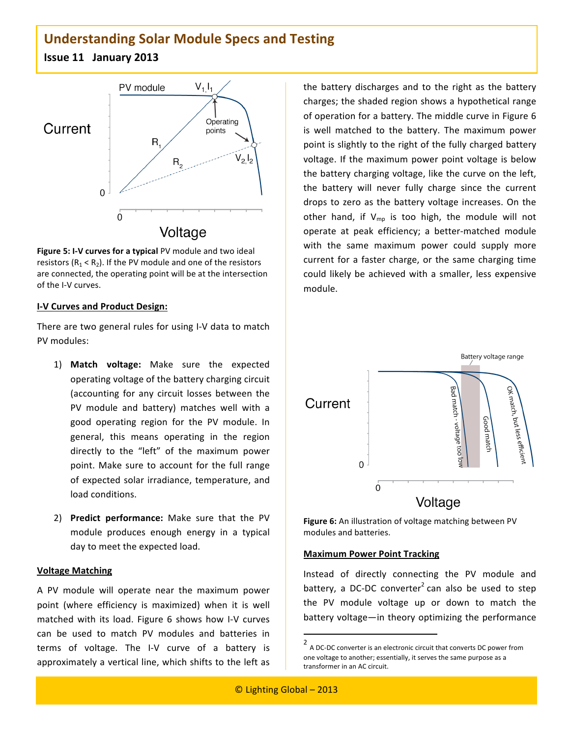Figure 5: I-V curves for a typical PV module and two ideal resistors ($R_1 < R_2$). If the PV module and one of the resistors are connected, the operating point will be at the intersection of the I-V curves.

### I-V Curves and Product Design:

There are two general rules for using I-V data to match PV modules:

1) **Match voltage:** Make sure the expected operating voltage of the battery charging circuit (accounting for any circuit losses between the PV module and battery) matches well with a good operating region for the PV module. In general, this means operating in the region directly to the "left" of the maximum power point. Make sure to account for the full range of expected solar irradiance, temperature, and load conditions.

2) **Predict performance:** Make sure that the PV module produces enough energy in a typical day to meet the expected load.

### Voltage Matching

A PV module will operate near the maximum power point (where efficiency is maximized) when it is well matched with its load. Figure 6 shows how I-V curves can be used to match PV modules and batteries in terms of voltage. The I-V curve of a battery is approximately a vertical line, which shifts to the left as the battery discharges and to the right as the battery charges; the shaded region shows a hypothetical range of operation for a battery. The middle curve in Figure 6 is well matched to the battery. The maximum power point is slightly to the right of the fully charged battery voltage. If the maximum power point voltage is below the battery charging voltage, like the curve on the left, the battery will never fully charge since the current drops to zero as the battery voltage increases. On the other hand, if $V_{mp}$ is too high, the module will not operate at peak efficiency; a better-matched module with the same maximum power could supply more current for a faster charge, or the same charging time could likely be achieved with a smaller, less expensive module.

**Figure 6:** An illustration of voltage matching between PV modules and batteries.

### Maximum Power Point Tracking

Instead of directly connecting the PV module and battery, a DC-DC converter[2] can also be used to step the PV module voltage up or down to match the battery voltage—in theory optimizing the performance

[2] A DC-DC converter is an electronic circuit that converts DC power from one voltage to another; essentially, it serves the same purpose as a transformer in an AC circuit.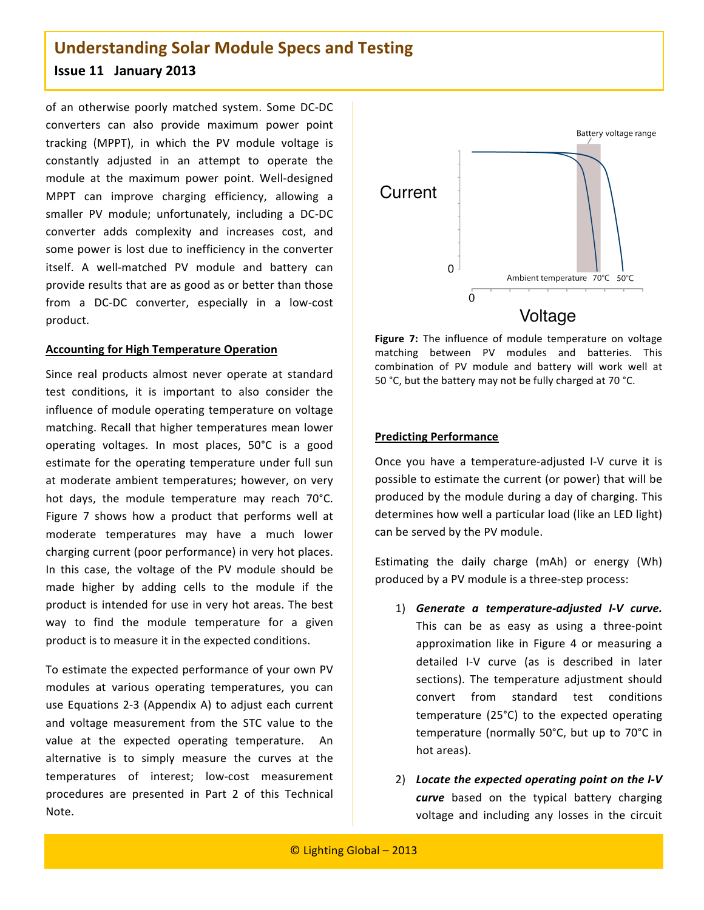of an otherwise poorly matched system. Some DC-DC converters can also provide maximum power point tracking (MPPT), in which the PV module voltage is constantly adjusted in an attempt to operate the module at the maximum power point. Well-designed MPPT can improve charging efficiency, allowing a smaller PV module; unfortunately, including a DC-DC converter adds complexity and increases cost, and some power is lost due to inefficiency in the converter itself. A well-matched PV module and battery can provide results that are as good as or better than those from a DC-DC converter, especially in a low-cost product.

### Accounting for High Temperature Operation

Since real products almost never operate at standard test conditions, it is important to also consider the influence of module operating temperature on voltage matching. Recall that higher temperatures mean lower operating voltages. In most places, 50°C is a good estimate for the operating temperature under full sun at moderate ambient temperatures; however, on very hot days, the module temperature may reach 70°C. Figure 7 shows how a product that performs well at moderate temperatures may have a much lower charging current (poor performance) in very hot places. In this case, the voltage of the PV module should be made higher by adding cells to the module if the product is intended for use in very hot areas. The best way to find the module temperature for a given product is to measure it in the expected conditions.

To estimate the expected performance of your own PV modules at various operating temperatures, you can use Equations 2-3 (Appendix A) to adjust each current and voltage measurement from the STC value to the value at the expected operating temperature. An alternative is to simply measure the curves at the temperatures of interest; low-cost measurement procedures are presented in Part 2 of this Technical Note.

**Figure 7:** The influence of module temperature on voltage matching between PV modules and batteries. This combination of PV module and battery will work well at 50 °C, but the battery may not be fully charged at 70 °C.

### Predicting Performance

Once you have a temperature-adjusted I-V curve it is possible to estimate the current (or power) that will be produced by the module during a day of charging. This determines how well a particular load (like an LED light) can be served by the PV module.

Estimating the daily charge (mAh) or energy (Wh) produced by a PV module is a three-step process:

1) ***Generate a temperature-adjusted I-V curve.*** This can be as easy as using a three-point approximation like in Figure 4 or measuring a detailed I-V curve (as is described in later sections). The temperature adjustment should convert from standard test conditions temperature (25°C) to the expected operating temperature (normally 50°C, but up to 70°C in hot areas).

2) ***Locate the expected operating point on the I-V curve*** based on the typical battery charging voltage and including any losses in the circuit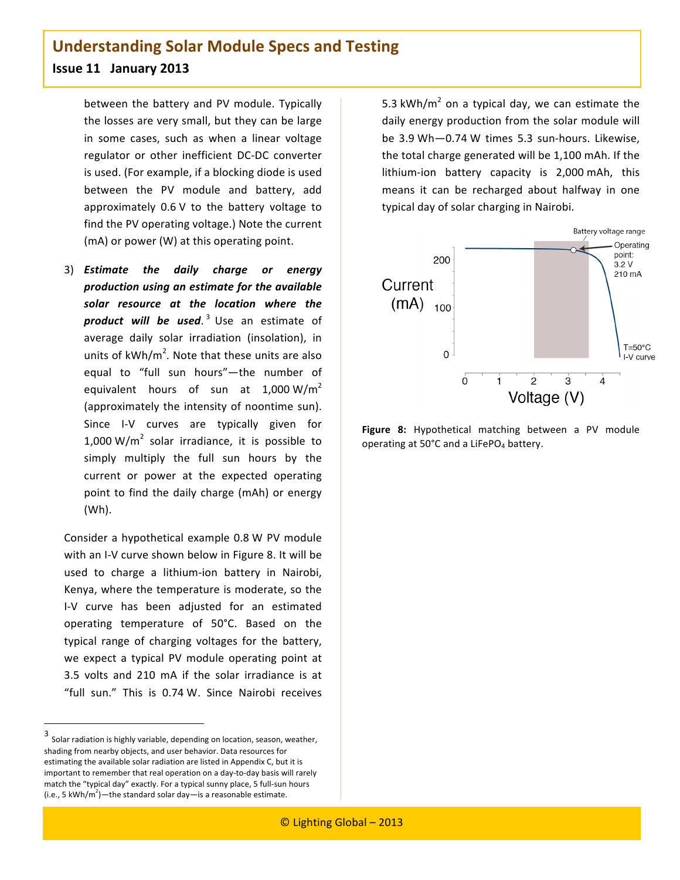between the battery and PV module. Typically the losses are very small, but they can be large in some cases, such as when a linear voltage regulator or other inefficient DC-DC converter is used. (For example, if a blocking diode is used between the PV module and battery, add approximately 0.6 V to the battery voltage to find the PV operating voltage.) Note the current (mA) or power (W) at this operating point.

3) ***Estimate the daily charge or energy production using an estimate for the available solar resource at the location where the product will be used.***[3] Use an estimate of average daily solar irradiation (insolation), in units of kWh/m$^2$. Note that these units are also equal to "full sun hours"—the number of equivalent hours of sun at 1,000 W/m$^2$ (approximately the intensity of noontime sun). Since I-V curves are typically given for 1,000 W/m$^2$ solar irradiance, it is possible to simply multiply the full sun hours by the current or power at the expected operating point to find the daily charge (mAh) or energy (Wh).

Consider a hypothetical example 0.8 W PV module with an I-V curve shown below in Figure 8. It will be used to charge a lithium-ion battery in Nairobi, Kenya, where the temperature is moderate, so the I-V curve has been adjusted for an estimated operating temperature of 50°C. Based on the typical range of charging voltages for the battery, we expect a typical PV module operating point at 3.5 volts and 210 mA if the solar irradiance is at "full sun." This is 0.74 W. Since Nairobi receives 5.3 kWh/m$^2$ on a typical day, we can estimate the daily energy production from the solar module will be 3.9 Wh—0.74 W times 5.3 sun-hours. Likewise, the total charge generated will be 1,100 mAh. If the lithium-ion battery capacity is 2,000 mAh, this means it can be recharged about halfway in one typical day of solar charging in Nairobi.

**Figure 8:** Hypothetical matching between a PV module operating at 50°C and a $LiFePO_4$ battery.

[3] Solar radiation is highly variable, depending on location, season, weather, shading from nearby objects, and user behavior. Data resources for estimating the available solar radiation are listed in Appendix C, but it is important to remember that real operation on a day-to-day basis will rarely match the "typical day" exactly. For a typical sunny place, 5 full-sun hours (i.e., 5 kWh/m$^2$)—the standard solar day—is a reasonable estimate.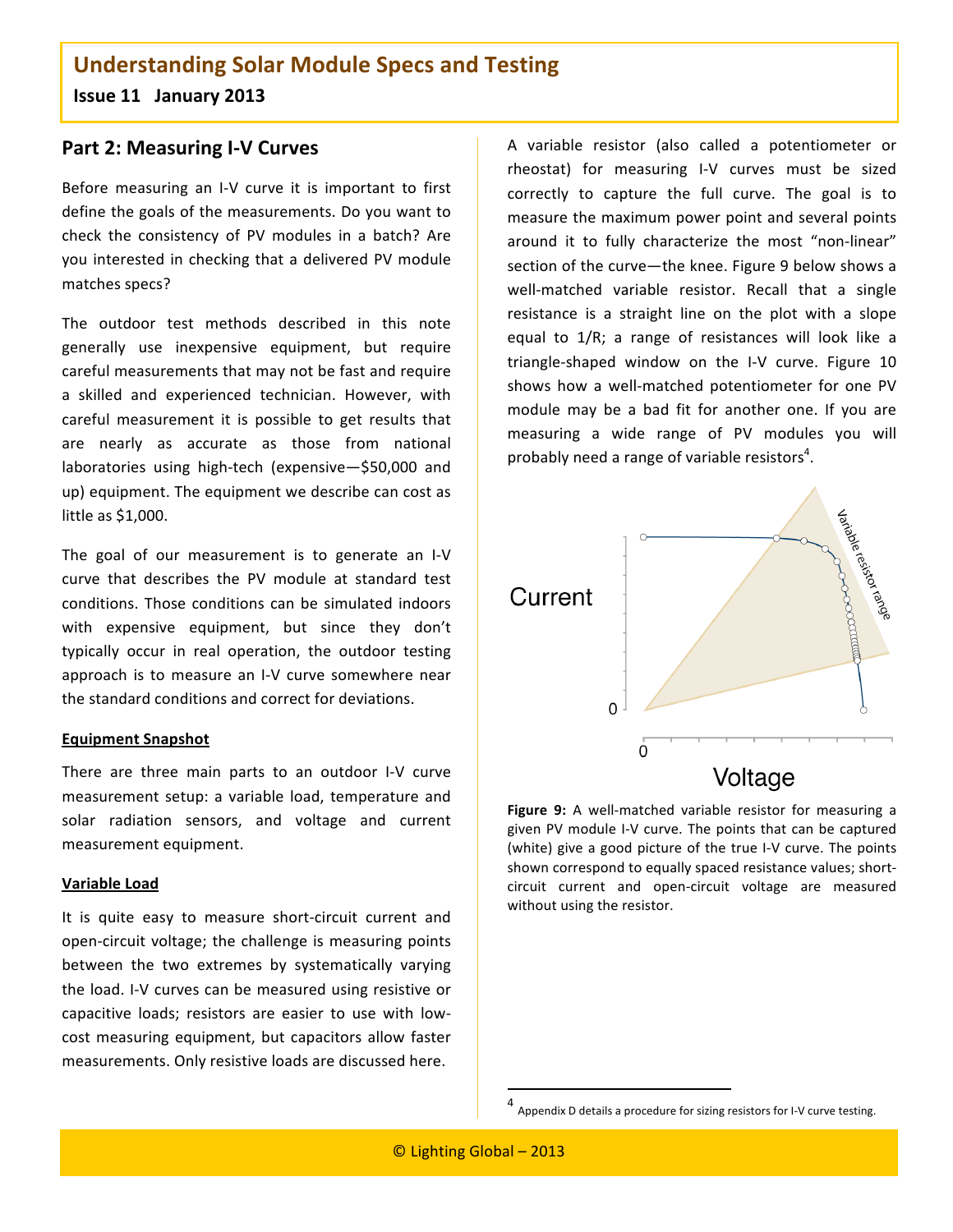## Part 2: Measuring I-V Curves

Before measuring an I-V curve it is important to first define the goals of the measurements. Do you want to check the consistency of PV modules in a batch? Are you interested in checking that a delivered PV module matches specs?

The outdoor test methods described in this note generally use inexpensive equipment, but require careful measurements that may not be fast and require a skilled and experienced technician. However, with careful measurement it is possible to get results that are nearly as accurate as those from national laboratories using high-tech (expensive—$50,000 and up) equipment. The equipment we describe can cost as little as $1,000.

The goal of our measurement is to generate an I-V curve that describes the PV module at standard test conditions. Those conditions can be simulated indoors with expensive equipment, but since they don't typically occur in real operation, the outdoor testing approach is to measure an I-V curve somewhere near the standard conditions and correct for deviations.

**Equipment Snapshot**

There are three main parts to an outdoor I-V curve measurement setup: a variable load, temperature and solar radiation sensors, and voltage and current measurement equipment.

**Variable Load**

It is quite easy to measure short-circuit current and open-circuit voltage; the challenge is measuring points between the two extremes by systematically varying the load. I-V curves can be measured using resistive or capacitive loads; resistors are easier to use with low-cost measuring equipment, but capacitors allow faster measurements. Only resistive loads are discussed here.

A variable resistor (also called a potentiometer or rheostat) for measuring I-V curves must be sized correctly to capture the full curve. The goal is to measure the maximum power point and several points around it to fully characterize the most "non-linear" section of the curve—the knee. Figure 9 below shows a well-matched variable resistor. Recall that a single resistance is a straight line on the plot with a slope equal to 1/R; a range of resistances will look like a triangle-shaped window on the I-V curve. Figure 10 shows how a well-matched potentiometer for one PV module may be a bad fit for another one. If you are measuring a wide range of PV modules you will probably need a range of variable resistors[4].

**Figure 9:** A well-matched variable resistor for measuring a given PV module I-V curve. The points that can be captured (white) give a good picture of the true I-V curve. The points shown correspond to equally spaced resistance values; short-circuit current and open-circuit voltage are measured without using the resistor.

[4] Appendix D details a procedure for sizing resistors for I-V curve testing.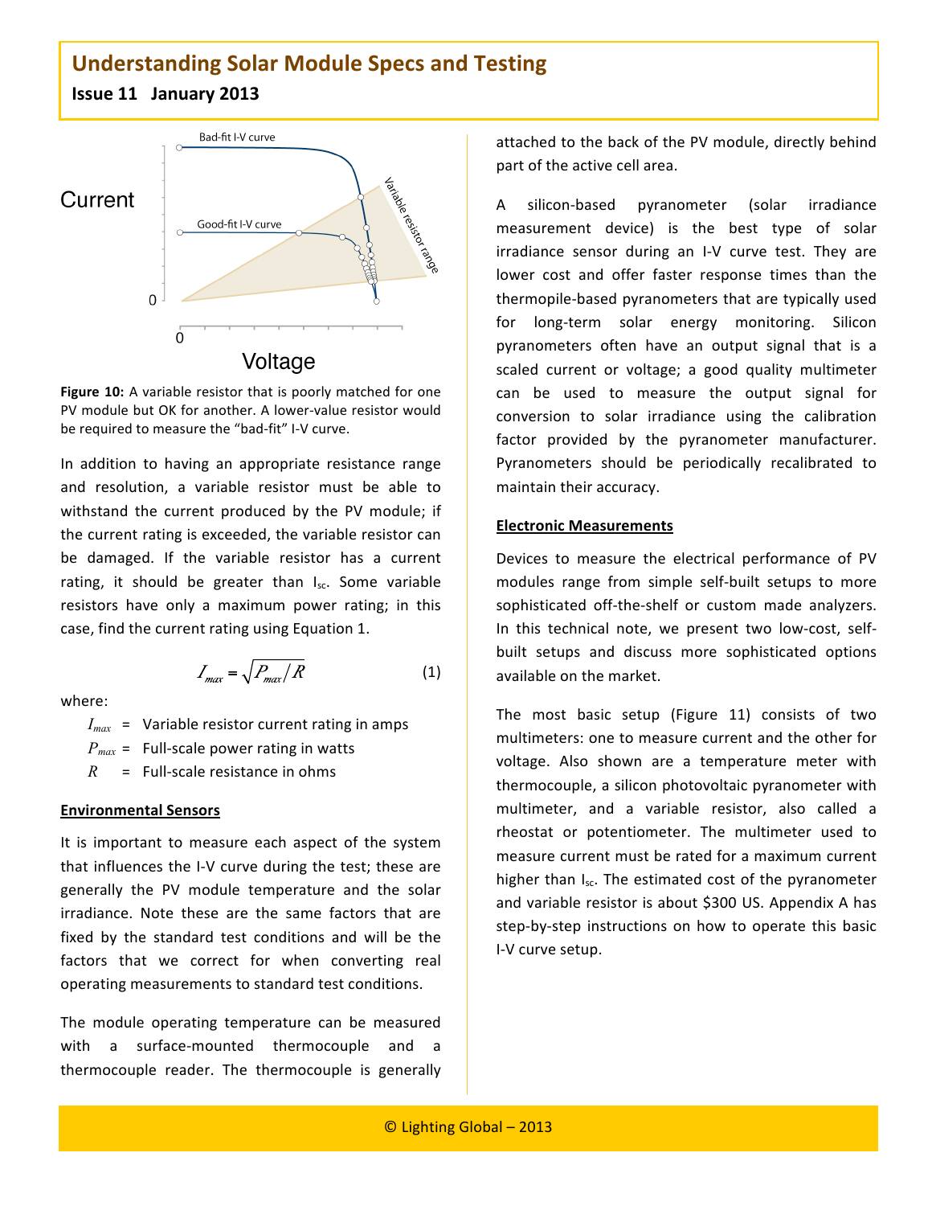Figure 10: A variable resistor that is poorly matched for one PV module but OK for another. A lower-value resistor would be required to measure the "bad-fit" I-V curve.

In addition to having an appropriate resistance range and resolution, a variable resistor must be able to withstand the current produced by the PV module; if the current rating is exceeded, the variable resistor can be damaged. If the variable resistor has a current rating, it should be greater than $I_{sc}$. Some variable resistors have only a maximum power rating; in this case, find the current rating using Equation 1.

$$I_{max} = \sqrt{P_{max}/R} \qquad (1)$$

where:

- $I_{max}$ = Variable resistor current rating in amps
- $P_{max}$ = Full-scale power rating in watts
- $R$ = Full-scale resistance in ohms

## Environmental Sensors

It is important to measure each aspect of the system that influences the I-V curve during the test; these are generally the PV module temperature and the solar irradiance. Note these are the same factors that are fixed by the standard test conditions and will be the factors that we correct for when converting real operating measurements to standard test conditions.

The module operating temperature can be measured with a surface-mounted thermocouple and a thermocouple reader. The thermocouple is generally attached to the back of the PV module, directly behind part of the active cell area.

A silicon-based pyranometer (solar irradiance measurement device) is the best type of solar irradiance sensor during an I-V curve test. They are lower cost and offer faster response times than the thermopile-based pyranometers that are typically used for long-term solar energy monitoring. Silicon pyranometers often have an output signal that is a scaled current or voltage; a good quality multimeter can be used to measure the output signal for conversion to solar irradiance using the calibration factor provided by the pyranometer manufacturer. Pyranometers should be periodically recalibrated to maintain their accuracy.

## Electronic Measurements

Devices to measure the electrical performance of PV modules range from simple self-built setups to more sophisticated off-the-shelf or custom made analyzers. In this technical note, we present two low-cost, self-built setups and discuss more sophisticated options available on the market.

The most basic setup (Figure 11) consists of two multimeters: one to measure current and the other for voltage. Also shown are a temperature meter with thermocouple, a silicon photovoltaic pyranometer with multimeter, and a variable resistor, also called a rheostat or potentiometer. The multimeter used to measure current must be rated for a maximum current higher than $I_{sc}$. The estimated cost of the pyranometer and variable resistor is about $300 US. Appendix A has step-by-step instructions on how to operate this basic I-V curve setup.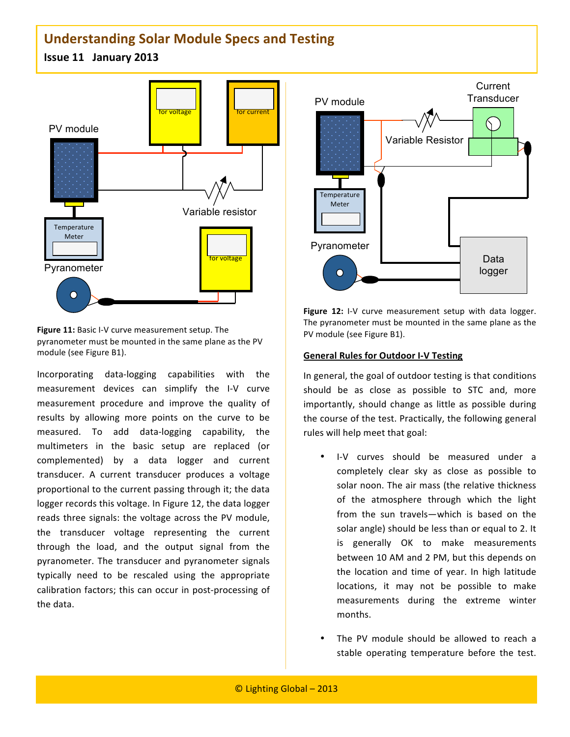Figure 11: Basic I-V curve measurement setup. The pyranometer must be mounted in the same plane as the PV module (see Figure B1).

Incorporating data-logging capabilities with the measurement devices can simplify the I-V curve measurement procedure and improve the quality of results by allowing more points on the curve to be measured. To add data-logging capability, the multimeters in the basic setup are replaced (or complemented) by a data logger and current transducer. A current transducer produces a voltage proportional to the current passing through it; the data logger records this voltage. In Figure 12, the data logger reads three signals: the voltage across the PV module, the transducer voltage representing the current through the load, and the output signal from the pyranometer. The transducer and pyranometer signals typically need to be rescaled using the appropriate calibration factors; this can occur in post-processing of the data.

Figure 12: I-V curve measurement setup with data logger. The pyranometer must be mounted in the same plane as the PV module (see Figure B1).

**General Rules for Outdoor I-V Testing**

In general, the goal of outdoor testing is that conditions should be as close as possible to STC and, more importantly, should change as little as possible during the course of the test. Practically, the following general rules will help meet that goal:

- I-V curves should be measured under a completely clear sky as close as possible to solar noon. The air mass (the relative thickness of the atmosphere through which the light from the sun travels—which is based on the solar angle) should be less than or equal to 2. It is generally OK to make measurements between 10 AM and 2 PM, but this depends on the location and time of year. In high latitude locations, it may not be possible to make measurements during the extreme winter months.
- The PV module should be allowed to reach a stable operating temperature before the test.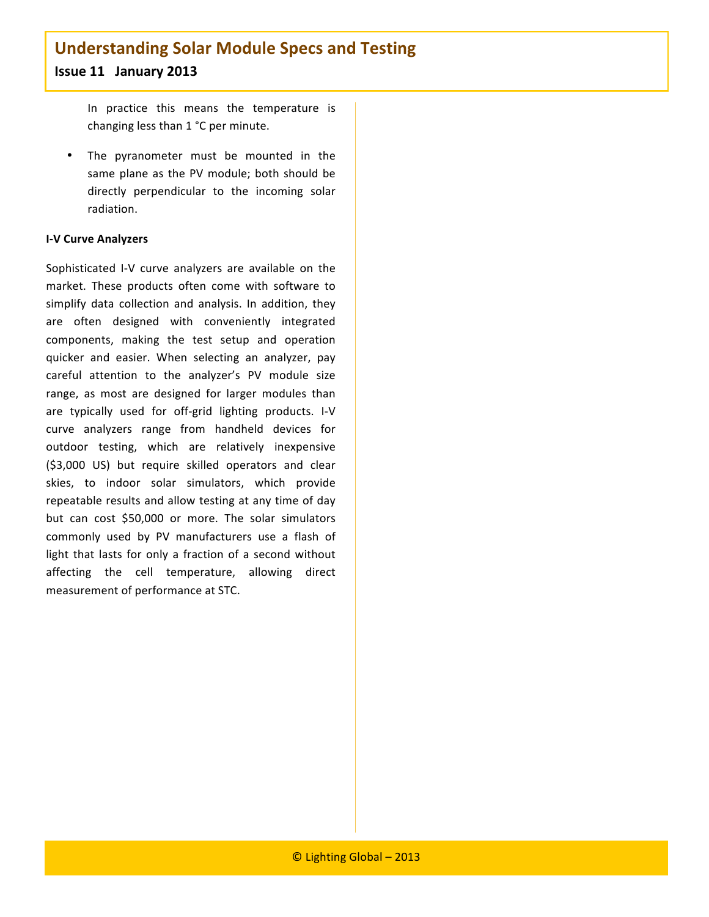In practice this means the temperature is changing less than 1 °C per minute.

- The pyranometer must be mounted in the same plane as the PV module; both should be directly perpendicular to the incoming solar radiation.

**I-V Curve Analyzers**

Sophisticated I-V curve analyzers are available on the market. These products often come with software to simplify data collection and analysis. In addition, they are often designed with conveniently integrated components, making the test setup and operation quicker and easier. When selecting an analyzer, pay careful attention to the analyzer's PV module size range, as most are designed for larger modules than are typically used for off-grid lighting products. I-V curve analyzers range from handheld devices for outdoor testing, which are relatively inexpensive ($3,000 US) but require skilled operators and clear skies, to indoor solar simulators, which provide repeatable results and allow testing at any time of day but can cost $50,000 or more. The solar simulators commonly used by PV manufacturers use a flash of light that lasts for only a fraction of a second without affecting the cell temperature, allowing direct measurement of performance at STC.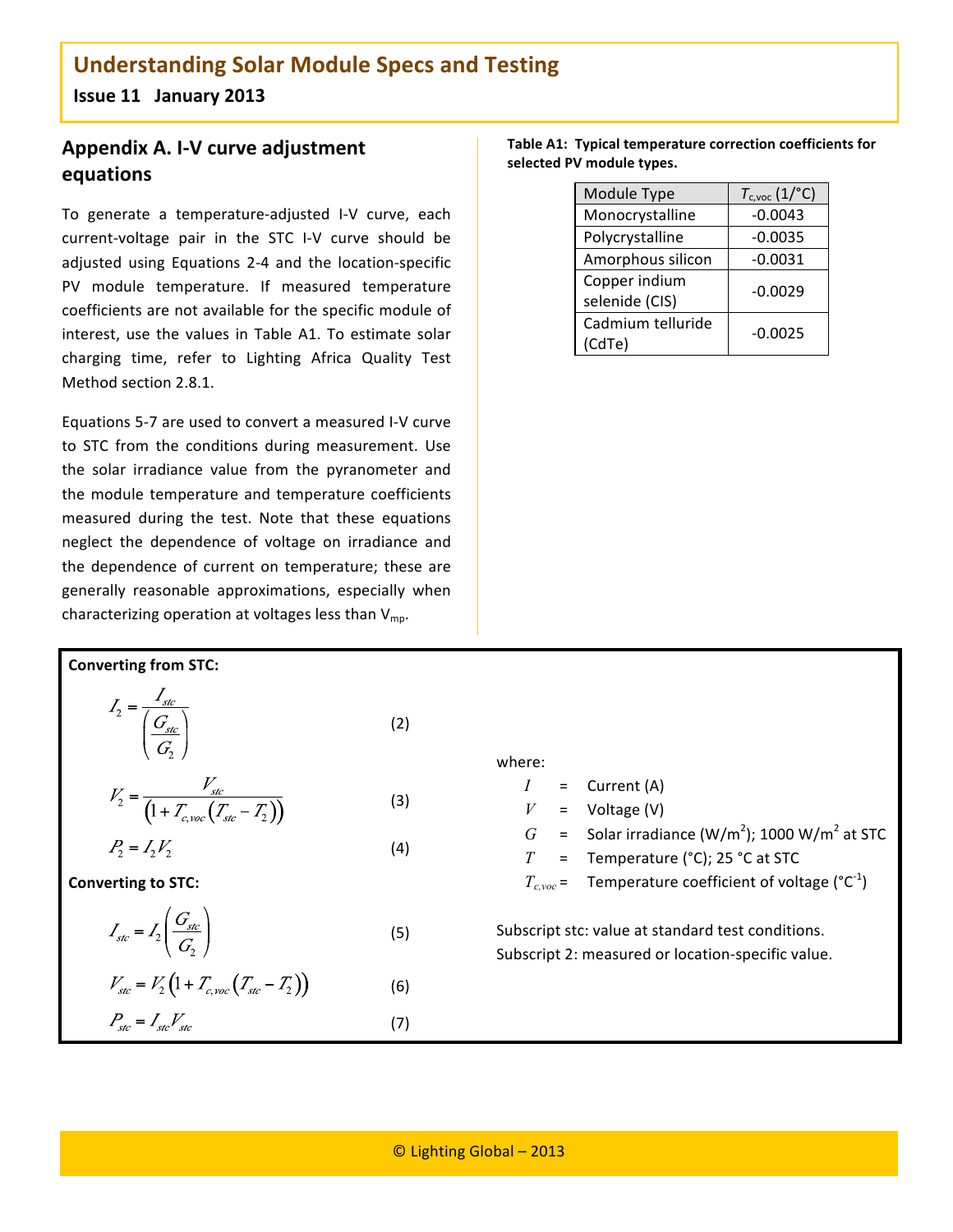## Appendix A. I-V curve adjustment equations

To generate a temperature-adjusted I-V curve, each current-voltage pair in the STC I-V curve should be adjusted using Equations 2-4 and the location-specific PV module temperature. If measured temperature coefficients are not available for the specific module of interest, use the values in Table A1. To estimate solar charging time, refer to Lighting Africa Quality Test Method section 2.8.1.

Equations 5-7 are used to convert a measured I-V curve to STC from the conditions during measurement. Use the solar irradiance value from the pyranometer and the module temperature and temperature coefficients measured during the test. Note that these equations neglect the dependence of voltage on irradiance and the dependence of current on temperature; these are generally reasonable approximations, especially when characterizing operation at voltages less than $V_{mp}$.

**Table A1: Typical temperature correction coefficients for selected PV module types.**

| Module Type | $T_{c,voc}$ (1/°C) |
|---|---|
| Monocrystalline | -0.0043 |
| Polycrystalline | -0.0035 |
| Amorphous silicon | -0.0031 |
| Copper indium selenide (CIS) | -0.0029 |
| Cadmium telluride (CdTe) | -0.0025 |

**Converting from STC:**

$$I_2 = \frac{I_{stc}}{\left(\frac{G_{stc}}{G_2}\right)} \quad (2)$$

$$V_2 = \frac{V_{stc}}{\left(1 + T_{c,voc}\left(T_{stc} - T_2\right)\right)} \quad (3)$$

$$P_2 = I_2 V_2 \quad (4)$$

**Converting to STC:**

$$I_{stc} = I_2\left(\frac{G_{stc}}{G_2}\right) \quad (5)$$

$$V_{stc} = V_2\left(1 + T_{c,voc}\left(T_{stc} - T_2\right)\right) \quad (6)$$

$$P_{stc} = I_{stc} V_{stc} \quad (7)$$

where:

- $I$ = Current (A)
- $V$ = Voltage (V)
- $G$ = Solar irradiance (W/m$^2$); 1000 W/m$^2$ at STC
- $T$ = Temperature (°C); 25 °C at STC
- $T_{c,voc}$ = Temperature coefficient of voltage (°C$^{-1}$)

Subscript stc: value at standard test conditions.
Subscript 2: measured or location-specific value.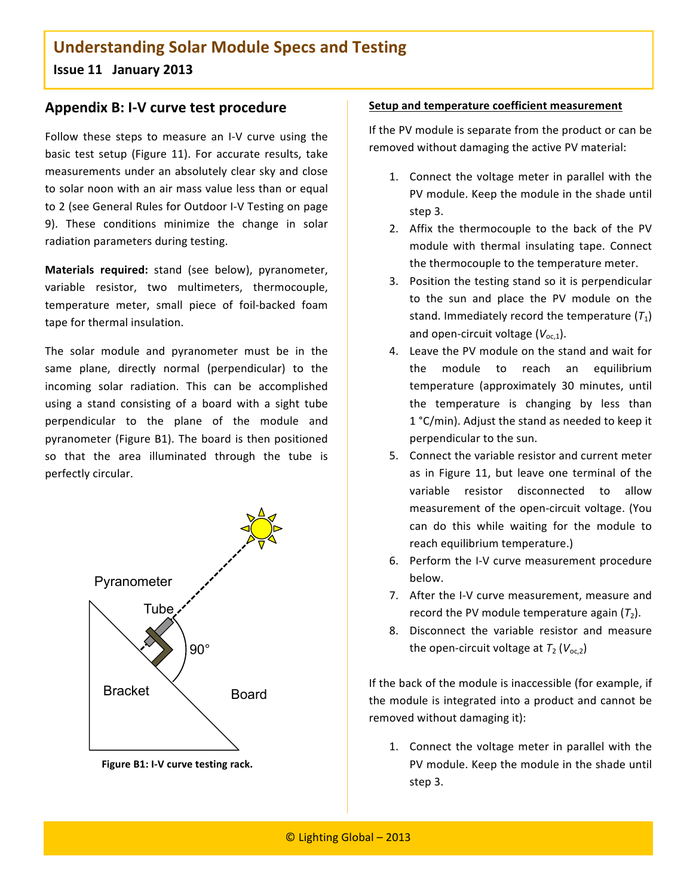## Appendix B: I-V curve test procedure

Follow these steps to measure an I-V curve using the basic test setup (Figure 11). For accurate results, take measurements under an absolutely clear sky and close to solar noon with an air mass value less than or equal to 2 (see General Rules for Outdoor I-V Testing on page 9). These conditions minimize the change in solar radiation parameters during testing.

**Materials required:** stand (see below), pyranometer, variable resistor, two multimeters, thermocouple, temperature meter, small piece of foil-backed foam tape for thermal insulation.

The solar module and pyranometer must be in the same plane, directly normal (perpendicular) to the incoming solar radiation. This can be accomplished using a stand consisting of a board with a sight tube perpendicular to the plane of the module and pyranometer (Figure B1). The board is then positioned so that the area illuminated through the tube is perfectly circular.

**Figure B1: I-V curve testing rack.**

**Setup and temperature coefficient measurement**

If the PV module is separate from the product or can be removed without damaging the active PV material:

1. Connect the voltage meter in parallel with the PV module. Keep the module in the shade until step 3.
2. Affix the thermocouple to the back of the PV module with thermal insulating tape. Connect the thermocouple to the temperature meter.
3. Position the testing stand so it is perpendicular to the sun and place the PV module on the stand. Immediately record the temperature ($T_1$) and open-circuit voltage ($V_{oc,1}$).
4. Leave the PV module on the stand and wait for the module to reach an equilibrium temperature (approximately 30 minutes, until the temperature is changing by less than 1 °C/min). Adjust the stand as needed to keep it perpendicular to the sun.
5. Connect the variable resistor and current meter as in Figure 11, but leave one terminal of the variable resistor disconnected to allow measurement of the open-circuit voltage. (You can do this while waiting for the module to reach equilibrium temperature.)
6. Perform the I-V curve measurement procedure below.
7. After the I-V curve measurement, measure and record the PV module temperature again ($T_2$).
8. Disconnect the variable resistor and measure the open-circuit voltage at $T_2$ ($V_{oc,2}$)

If the back of the module is inaccessible (for example, if the module is integrated into a product and cannot be removed without damaging it):

1. Connect the voltage meter in parallel with the PV module. Keep the module in the shade until step 3.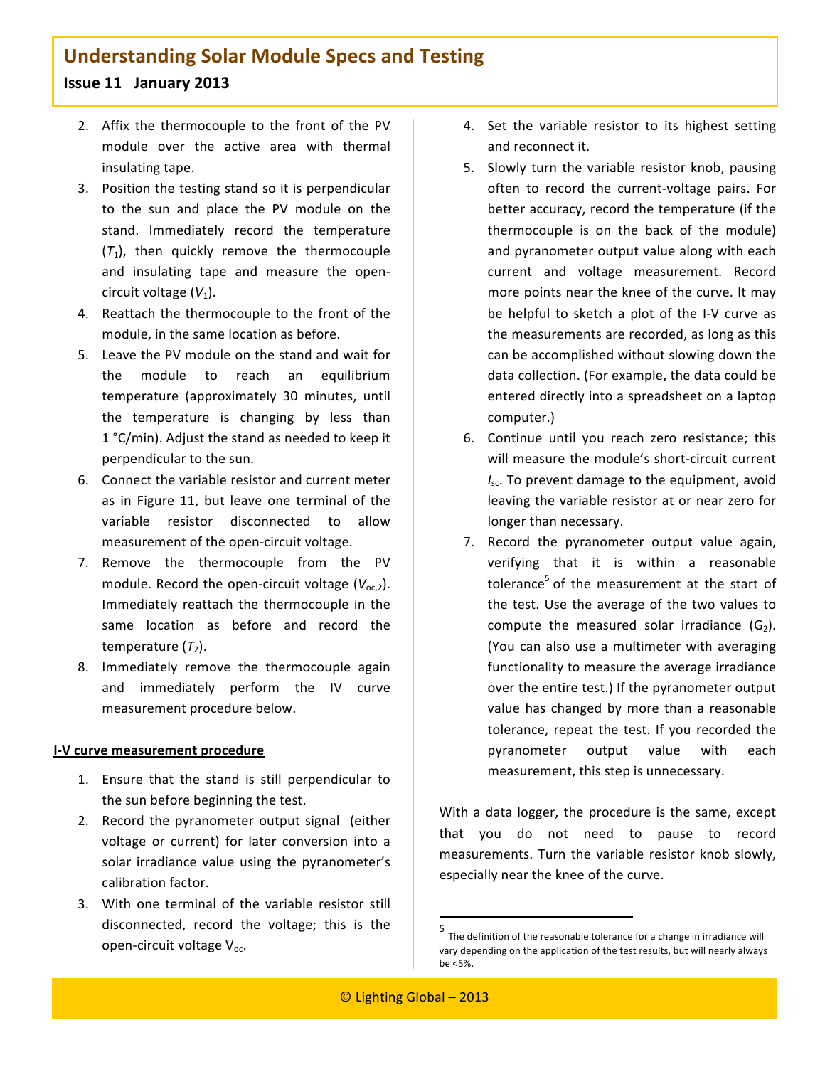2. Affix the thermocouple to the front of the PV module over the active area with thermal insulating tape.
3. Position the testing stand so it is perpendicular to the sun and place the PV module on the stand. Immediately record the temperature ($T_1$), then quickly remove the thermocouple and insulating tape and measure the open-circuit voltage ($V_1$).
4. Reattach the thermocouple to the front of the module, in the same location as before.
5. Leave the PV module on the stand and wait for the module to reach an equilibrium temperature (approximately 30 minutes, until the temperature is changing by less than 1 °C/min). Adjust the stand as needed to keep it perpendicular to the sun.
6. Connect the variable resistor and current meter as in Figure 11, but leave one terminal of the variable resistor disconnected to allow measurement of the open-circuit voltage.
7. Remove the thermocouple from the PV module. Record the open-circuit voltage ($V_{oc,2}$). Immediately reattach the thermocouple in the same location as before and record the temperature ($T_2$).
8. Immediately remove the thermocouple again and immediately perform the IV curve measurement procedure below.

**I-V curve measurement procedure**

1. Ensure that the stand is still perpendicular to the sun before beginning the test.
2. Record the pyranometer output signal (either voltage or current) for later conversion into a solar irradiance value using the pyranometer's calibration factor.
3. With one terminal of the variable resistor still disconnected, record the voltage; this is the open-circuit voltage $V_{oc}$.
4. Set the variable resistor to its highest setting and reconnect it.
5. Slowly turn the variable resistor knob, pausing often to record the current-voltage pairs. For better accuracy, record the temperature (if the thermocouple is on the back of the module) and pyranometer output value along with each current and voltage measurement. Record more points near the knee of the curve. It may be helpful to sketch a plot of the I-V curve as the measurements are recorded, as long as this can be accomplished without slowing down the data collection. (For example, the data could be entered directly into a spreadsheet on a laptop computer.)
6. Continue until you reach zero resistance; this will measure the module's short-circuit current $I_{sc}$. To prevent damage to the equipment, avoid leaving the variable resistor at or near zero for longer than necessary.
7. Record the pyranometer output value again, verifying that it is within a reasonable tolerance[5] of the measurement at the start of the test. Use the average of the two values to compute the measured solar irradiance ($G_2$). (You can also use a multimeter with averaging functionality to measure the average irradiance over the entire test.) If the pyranometer output value has changed by more than a reasonable tolerance, repeat the test. If you recorded the pyranometer output value with each measurement, this step is unnecessary.

With a data logger, the procedure is the same, except that you do not need to pause to record measurements. Turn the variable resistor knob slowly, especially near the knee of the curve.

[5] The definition of the reasonable tolerance for a change in irradiance will vary depending on the application of the test results, but will nearly always be <5%.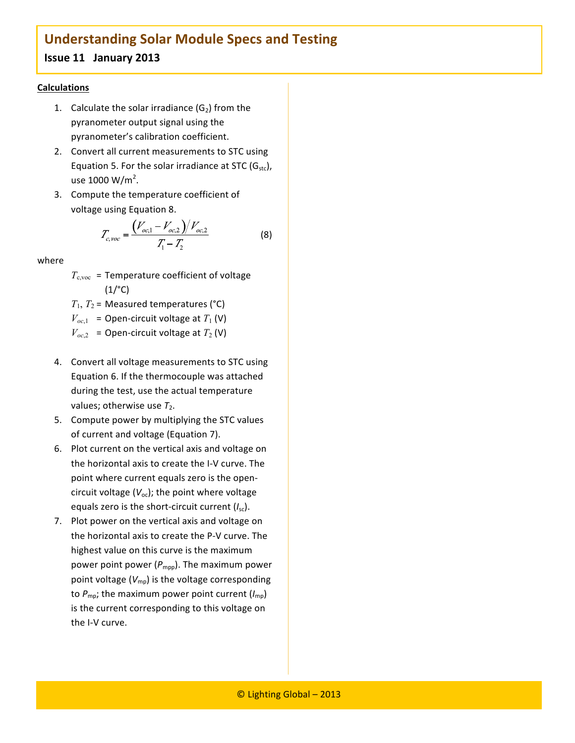**Calculations**

1. Calculate the solar irradiance ($G_2$) from the pyranometer output signal using the pyranometer's calibration coefficient.
2. Convert all current measurements to STC using Equation 5. For the solar irradiance at STC ($G_{stc}$), use 1000 W/m$^2$.
3. Compute the temperature coefficient of voltage using Equation 8.

$$T_{c,voc} = \frac{\left(V_{oc,1} - V_{oc,2}\right)/V_{oc,2}}{T_1 - T_2} \tag{8}$$

where

$T_{c,voc}$ = Temperature coefficient of voltage (1/°C)

$T_1$, $T_2$ = Measured temperatures (°C)

$V_{oc,1}$ = Open-circuit voltage at $T_1$ (V)

$V_{oc,2}$ = Open-circuit voltage at $T_2$ (V)

4. Convert all voltage measurements to STC using Equation 6. If the thermocouple was attached during the test, use the actual temperature values; otherwise use $T_2$.
5. Compute power by multiplying the STC values of current and voltage (Equation 7).
6. Plot current on the vertical axis and voltage on the horizontal axis to create the I-V curve. The point where current equals zero is the open-circuit voltage ($V_{oc}$); the point where voltage equals zero is the short-circuit current ($I_{sc}$).
7. Plot power on the vertical axis and voltage on the horizontal axis to create the P-V curve. The highest value on this curve is the maximum power point power ($P_{mpp}$). The maximum power point voltage ($V_{mp}$) is the voltage corresponding to $P_{mp}$; the maximum power point current ($I_{mp}$) is the current corresponding to this voltage on the I-V curve.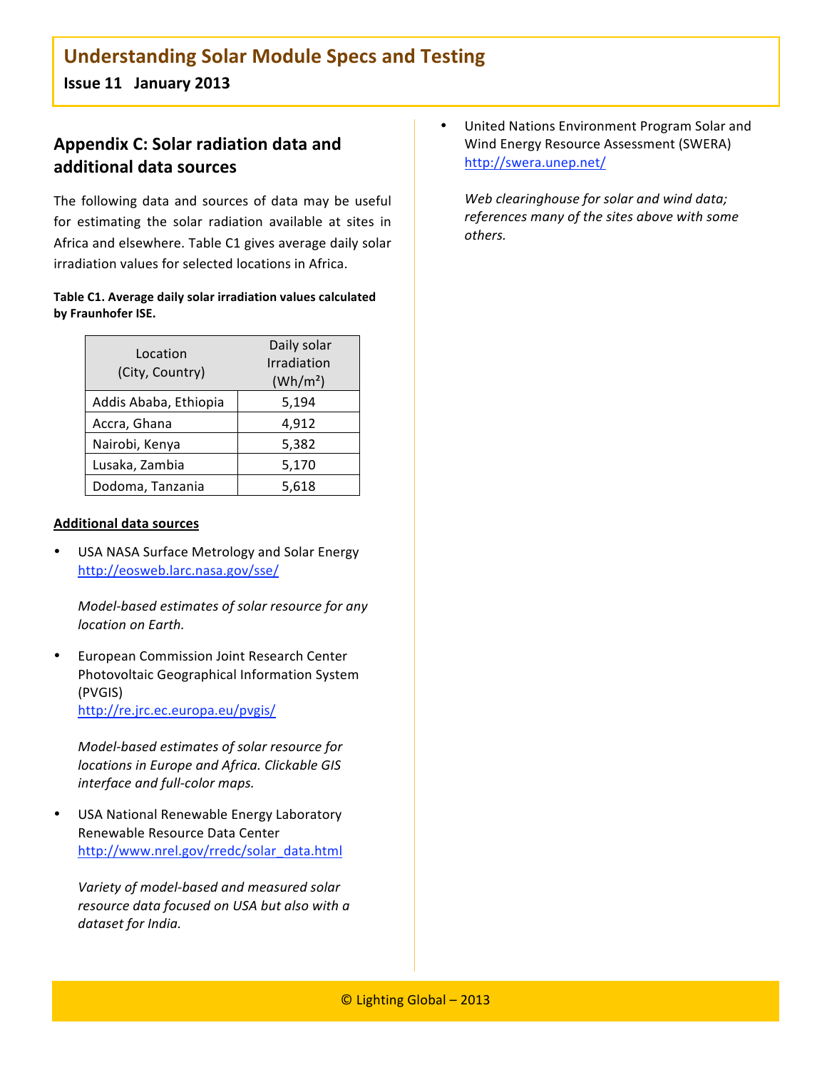## Appendix C: Solar radiation data and additional data sources

The following data and sources of data may be useful for estimating the solar radiation available at sites in Africa and elsewhere. Table C1 gives average daily solar irradiation values for selected locations in Africa.

**Table C1. Average daily solar irradiation values calculated by Fraunhofer ISE.**

| Location (City, Country) | Daily solar Irradiation ($Wh/m^2$) |
|---|---|
| Addis Ababa, Ethiopia | 5,194 |
| Accra, Ghana | 4,912 |
| Nairobi, Kenya | 5,382 |
| Lusaka, Zambia | 5,170 |
| Dodoma, Tanzania | 5,618 |

**Additional data sources**

- USA NASA Surface Metrology and Solar Energy
  http://eosweb.larc.nasa.gov/sse/

  *Model-based estimates of solar resource for any location on Earth.*

- European Commission Joint Research Center Photovoltaic Geographical Information System (PVGIS)
  http://re.jrc.ec.europa.eu/pvgis/

  *Model-based estimates of solar resource for locations in Europe and Africa. Clickable GIS interface and full-color maps.*

- USA National Renewable Energy Laboratory Renewable Resource Data Center
  http://www.nrel.gov/rredc/solar_data.html

  *Variety of model-based and measured solar resource data focused on USA but also with a dataset for India.*

- United Nations Environment Program Solar and Wind Energy Resource Assessment (SWERA)
  http://swera.unep.net/

  *Web clearinghouse for solar and wind data; references many of the sites above with some others.*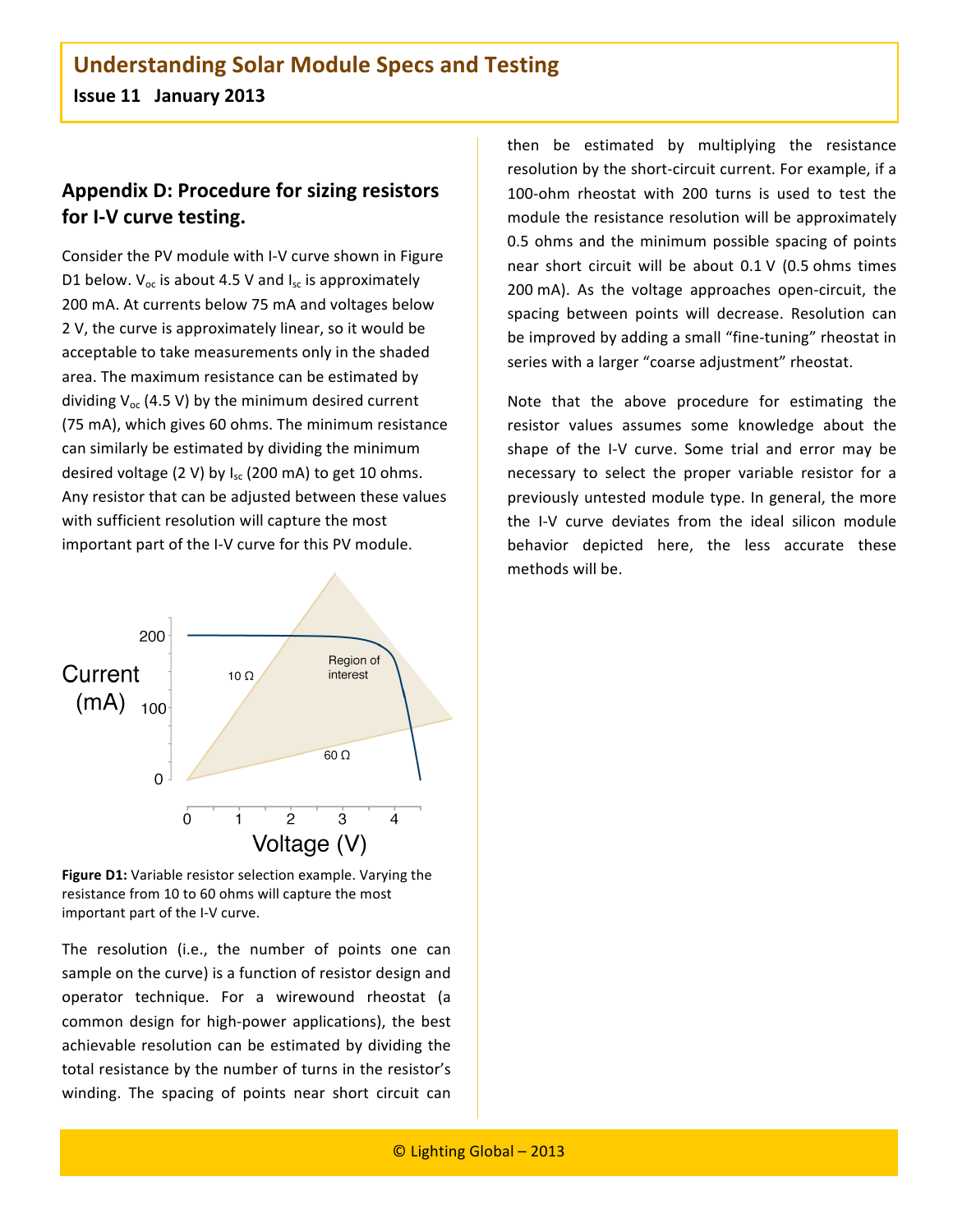## Appendix D: Procedure for sizing resistors for I-V curve testing.

Consider the PV module with I-V curve shown in Figure D1 below. $V_{oc}$ is about 4.5 V and $I_{sc}$ is approximately 200 mA. At currents below 75 mA and voltages below 2 V, the curve is approximately linear, so it would be acceptable to take measurements only in the shaded area. The maximum resistance can be estimated by dividing $V_{oc}$ (4.5 V) by the minimum desired current (75 mA), which gives 60 ohms. The minimum resistance can similarly be estimated by dividing the minimum desired voltage (2 V) by $I_{sc}$ (200 mA) to get 10 ohms. Any resistor that can be adjusted between these values with sufficient resolution will capture the most important part of the I-V curve for this PV module.

Current (mA)
200
100
0
10 Ω
Region of interest
60 Ω
0
1
2
3
4
Voltage (V)

**Figure D1:** Variable resistor selection example. Varying the resistance from 10 to 60 ohms will capture the most important part of the I-V curve.

The resolution (i.e., the number of points one can sample on the curve) is a function of resistor design and operator technique. For a wirewound rheostat (a common design for high-power applications), the best achievable resolution can be estimated by dividing the total resistance by the number of turns in the resistor's winding. The spacing of points near short circuit can then be estimated by multiplying the resistance resolution by the short-circuit current. For example, if a 100-ohm rheostat with 200 turns is used to test the module the resistance resolution will be approximately 0.5 ohms and the minimum possible spacing of points near short circuit will be about 0.1 V (0.5 ohms times 200 mA). As the voltage approaches open-circuit, the spacing between points will decrease. Resolution can be improved by adding a small "fine-tuning" rheostat in series with a larger "coarse adjustment" rheostat.

Note that the above procedure for estimating the resistor values assumes some knowledge about the shape of the I-V curve. Some trial and error may be necessary to select the proper variable resistor for a previously untested module type. In general, the more the I-V curve deviates from the ideal silicon module behavior depicted here, the less accurate these methods will be.